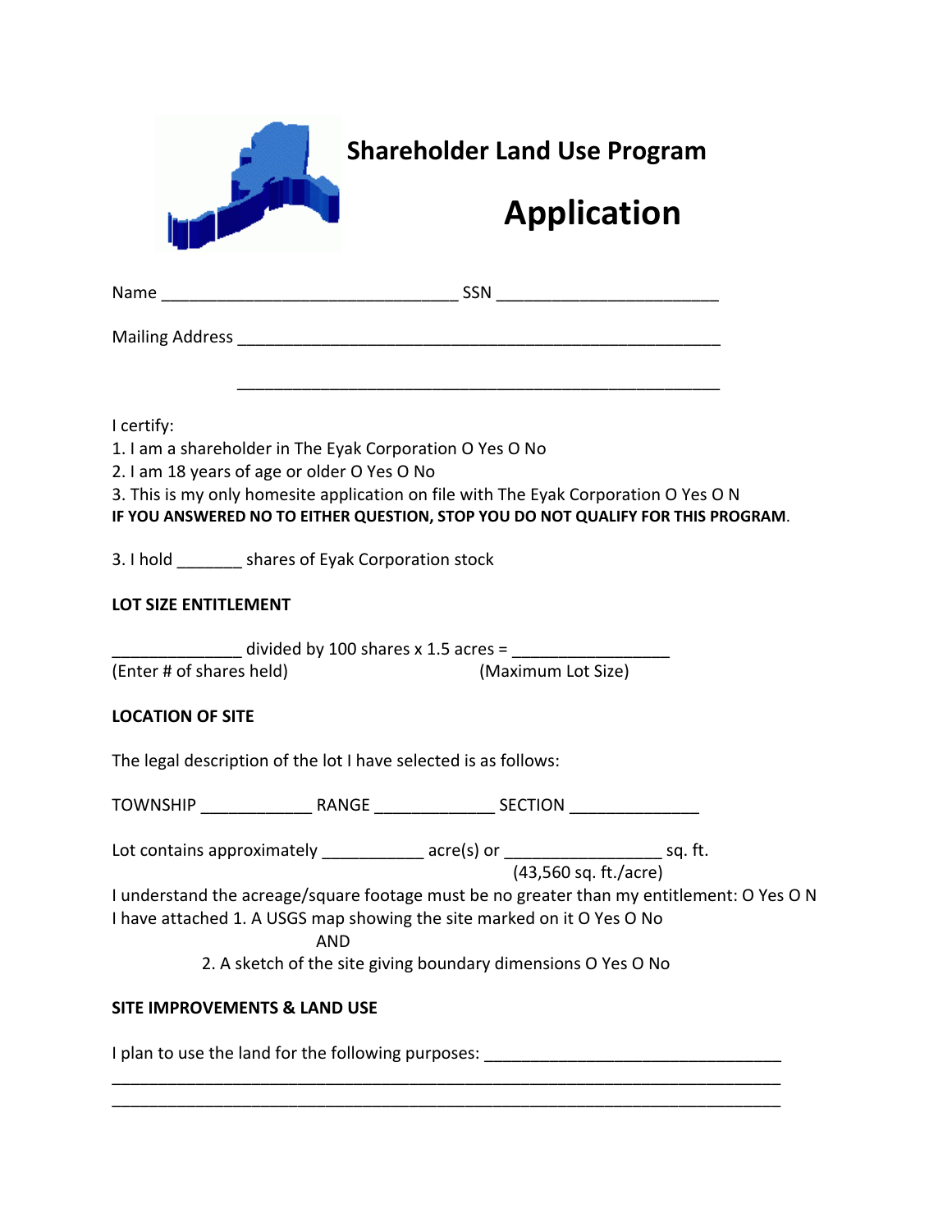# Shareholder Land Use Program

# Application

Name ________________________________ SSN ________________________

Mailing Address ____________________________________________________

____________________________________________________

I certify:

1. I am a shareholder in The Eyak Corporation O Yes O No
2. I am 18 years of age or older O Yes O No
3. This is my only homesite application on file with The Eyak Corporation O Yes O N

**IF YOU ANSWERED NO TO EITHER QUESTION, STOP YOU DO NOT QUALIFY FOR THIS PROGRAM.**

3. I hold _______ shares of Eyak Corporation stock

**LOT SIZE ENTITLEMENT**

______________ divided by 100 shares x 1.5 acres = _________________

(Enter # of shares held) (Maximum Lot Size)

**LOCATION OF SITE**

The legal description of the lot I have selected is as follows:

TOWNSHIP ____________ RANGE _____________ SECTION ______________

Lot contains approximately ___________ acre(s) or _________________ sq. ft.

(43,560 sq. ft./acre)

I understand the acreage/square footage must be no greater than my entitlement: O Yes O N

I have attached 1. A USGS map showing the site marked on it O Yes O No

AND

2. A sketch of the site giving boundary dimensions O Yes O No

**SITE IMPROVEMENTS & LAND USE**

I plan to use the land for the following purposes: _________________________________

__________________________________________________________________________

__________________________________________________________________________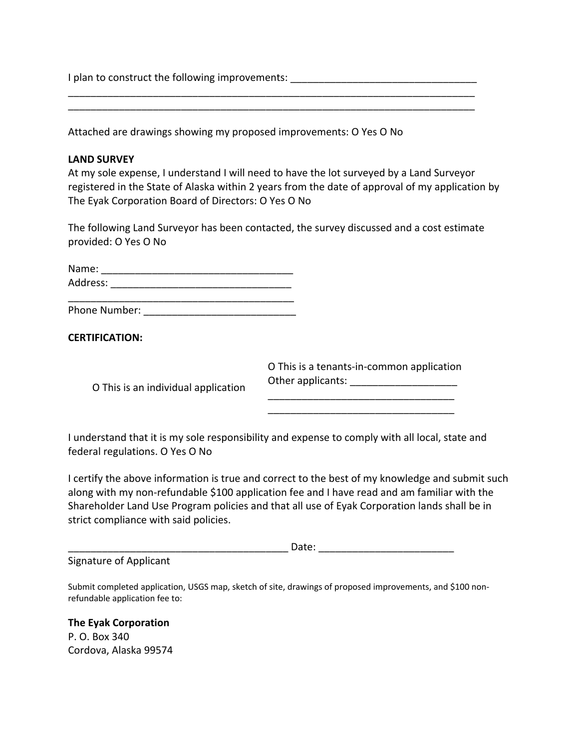I plan to construct the following improvements: _________________________________
___________________________________________________________________________
___________________________________________________________________________

Attached are drawings showing my proposed improvements: O Yes O No

**LAND SURVEY**

At my sole expense, I understand I will need to have the lot surveyed by a Land Surveyor registered in the State of Alaska within 2 years from the date of approval of my application by The Eyak Corporation Board of Directors: O Yes O No

The following Land Surveyor has been contacted, the survey discussed and a cost estimate provided: O Yes O No

Name: __________________________________
Address: ________________________________
________________________________________
Phone Number: ___________________________

**CERTIFICATION:**

O This is an individual application

O This is a tenants-in-common application
Other applicants: ___________________
_________________________________
_________________________________

I understand that it is my sole responsibility and expense to comply with all local, state and federal regulations. O Yes O No

I certify the above information is true and correct to the best of my knowledge and submit such along with my non-refundable $100 application fee and I have read and am familiar with the Shareholder Land Use Program policies and that all use of Eyak Corporation lands shall be in strict compliance with said policies.

_______________________________________ Date: ________________________
Signature of Applicant

Submit completed application, USGS map, sketch of site, drawings of proposed improvements, and $100 non-refundable application fee to:

**The Eyak Corporation**
P. O. Box 340
Cordova, Alaska 99574